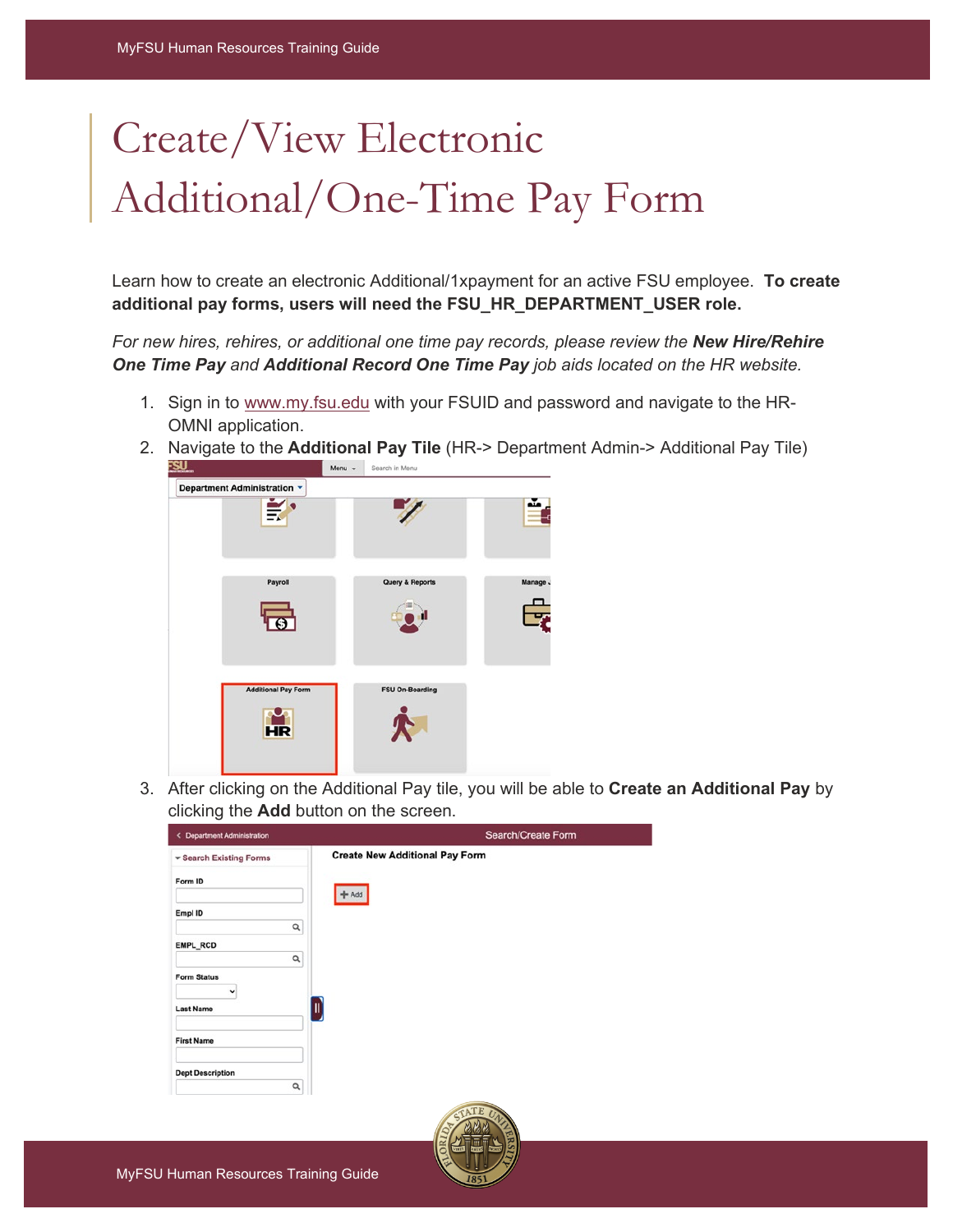# Create/View Electronic Additional/One-Time Pay Form

Learn how to create an electronic Additional/1xpayment for an active FSU employee. **To create additional pay forms, users will need the FSU_HR_DEPARTMENT_USER role.**

*For new hires, rehires, or additional one time pay records, please review the **New Hire/Rehire One Time Pay** and **Additional Record One Time Pay** job aids located on the HR website.*

1. Sign in to www.my.fsu.edu with your FSUID and password and navigate to the HR-OMNI application.
2. Navigate to the **Additional Pay Tile** (HR-> Department Admin-> Additional Pay Tile)
3. After clicking on the Additional Pay tile, you will be able to **Create an Additional Pay** by clicking the **Add** button on the screen.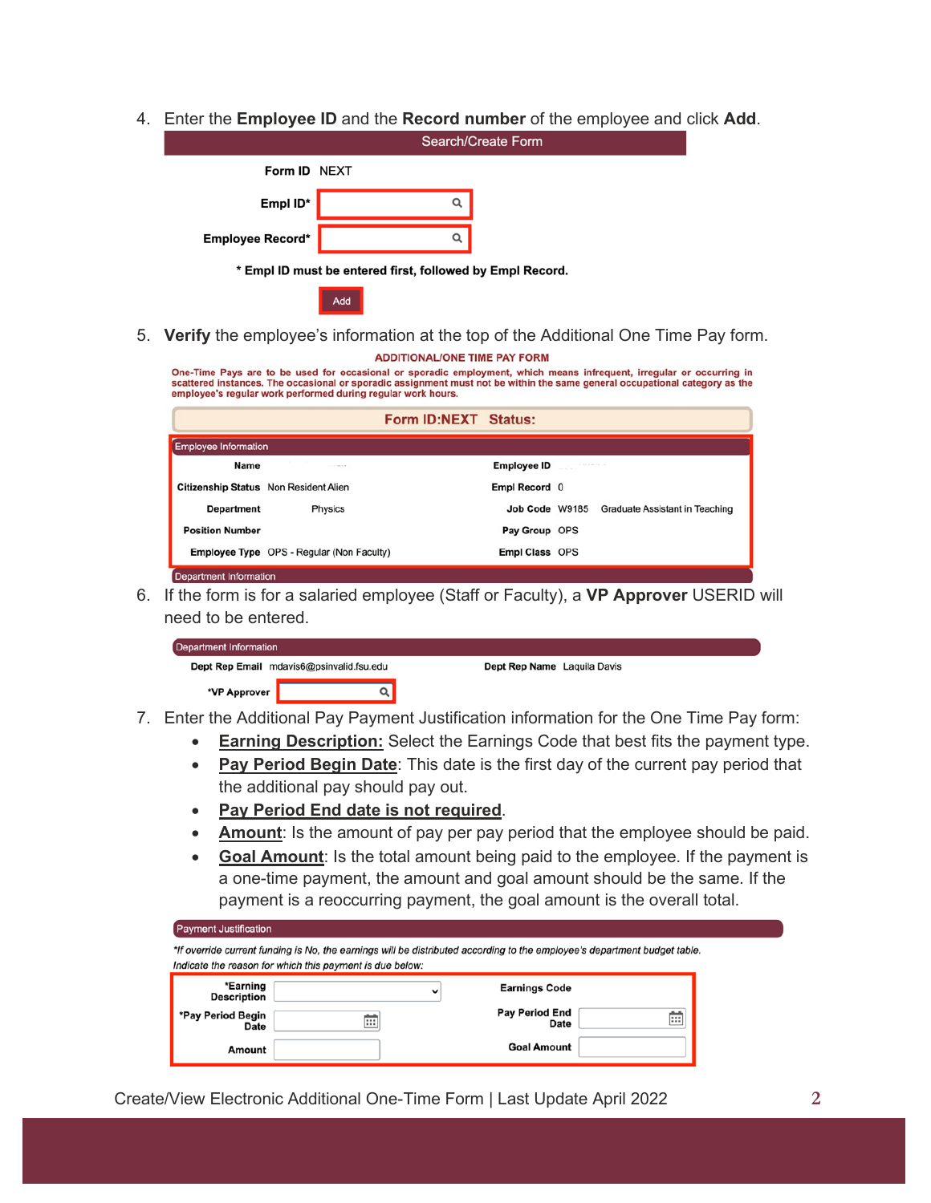4. Enter the **Employee ID** and the **Record number** of the employee and click **Add**.

Search/Create Form

Form ID NEXT

Empl ID*

Employee Record*

\* Empl ID must be entered first, followed by Empl Record.

Add

5. **Verify** the employee's information at the top of the Additional One Time Pay form.

ADDITIONAL/ONE TIME PAY FORM

One-Time Pays are to be used for occasional or sporadic employment, which means infrequent, irregular or occurring in scattered instances. The occasional or sporadic assignment must not be within the same general occupational category as the employee's regular work performed during regular work hours.

Form ID:NEXT Status:

Employee Information

| | | | |
|---|---|---|---|
| Name | | Employee ID | |
| Citizenship Status | Non Resident Alien | Empl Record | 0 |
| Department | Physics | Job Code | W9185 Graduate Assistant in Teaching |
| Position Number | | Pay Group | OPS |
| Employee Type | OPS - Regular (Non Faculty) | Empl Class | OPS |

Department Information

6. If the form is for a salaried employee (Staff or Faculty), a **VP Approver** USERID will need to be entered.

Department Information

Dept Rep Email mdavis6@psinvalid.fsu.edu Dept Rep Name Laquila Davis

\*VP Approver

7. Enter the Additional Pay Payment Justification information for the One Time Pay form:
   - **Earning Description:** Select the Earnings Code that best fits the payment type.
   - **Pay Period Begin Date**: This date is the first day of the current pay period that the additional pay should pay out.
   - **Pay Period End date is not required**.
   - **Amount**: Is the amount of pay per pay period that the employee should be paid.
   - **Goal Amount**: Is the total amount being paid to the employee. If the payment is a one-time payment, the amount and goal amount should be the same. If the payment is a reoccurring payment, the goal amount is the overall total.

Payment Justification

*\*If override current funding is No, the earnings will be distributed according to the employee's department budget table.*
*Indicate the reason for which this payment is due below:*

| | | | |
|---|---|---|---|
| \*Earning Description | | Earnings Code | |
| \*Pay Period Begin Date | | Pay Period End Date | |
| Amount | | Goal Amount | |

Create/View Electronic Additional One-Time Form | Last Update April 2022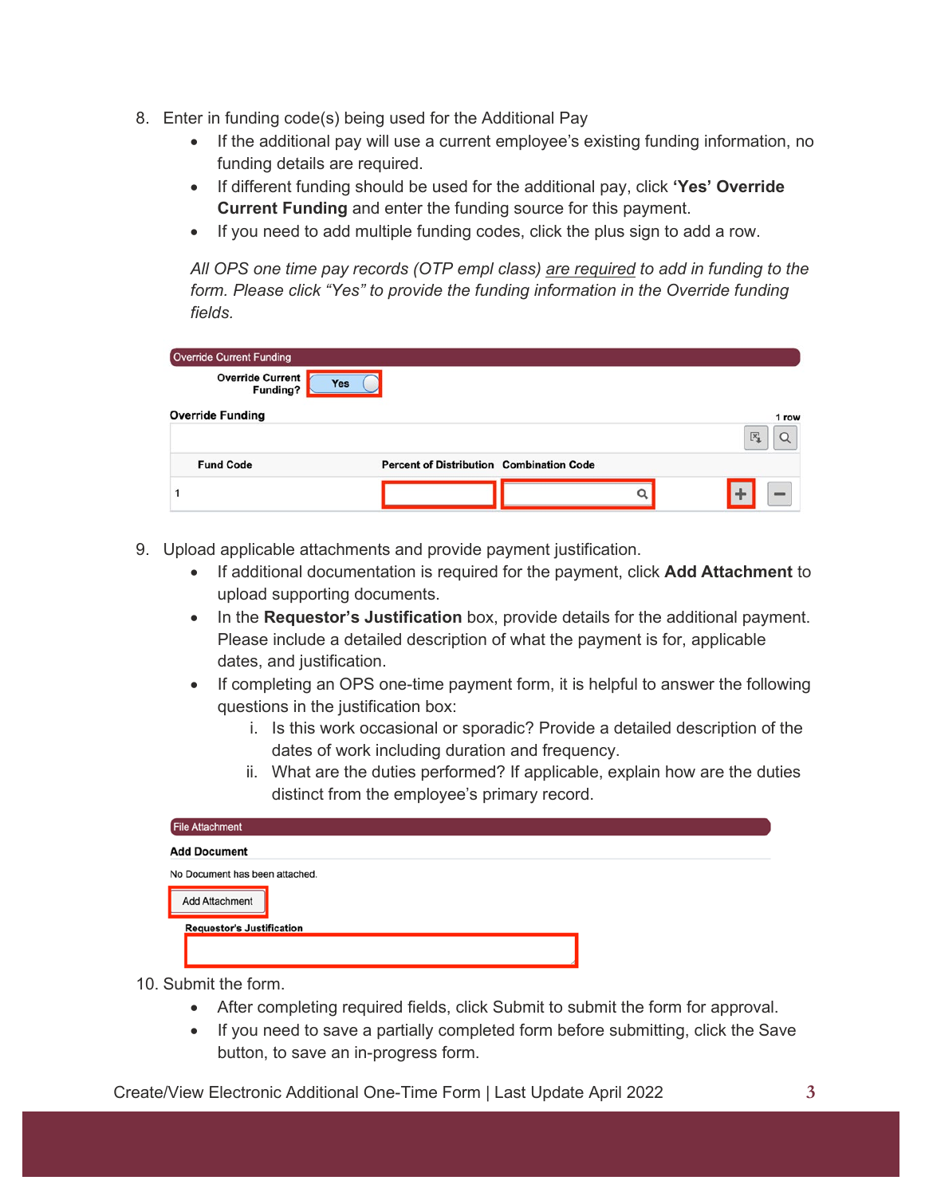8. Enter in funding code(s) being used for the Additional Pay
    - If the additional pay will use a current employee's existing funding information, no funding details are required.
    - If different funding should be used for the additional pay, click **'Yes' Override Current Funding** and enter the funding source for this payment.
    - If you need to add multiple funding codes, click the plus sign to add a row.

    *All OPS one time pay records (OTP empl class) are required to add in funding to the form. Please click "Yes" to provide the funding information in the Override funding fields.*

9. Upload applicable attachments and provide payment justification.
    - If additional documentation is required for the payment, click **Add Attachment** to upload supporting documents.
    - In the **Requestor's Justification** box, provide details for the additional payment. Please include a detailed description of what the payment is for, applicable dates, and justification.
    - If completing an OPS one-time payment form, it is helpful to answer the following questions in the justification box:
        i. Is this work occasional or sporadic? Provide a detailed description of the dates of work including duration and frequency.
        ii. What are the duties performed? If applicable, explain how are the duties distinct from the employee's primary record.

10. Submit the form.
    - After completing required fields, click Submit to submit the form for approval.
    - If you need to save a partially completed form before submitting, click the Save button, to save an in-progress form.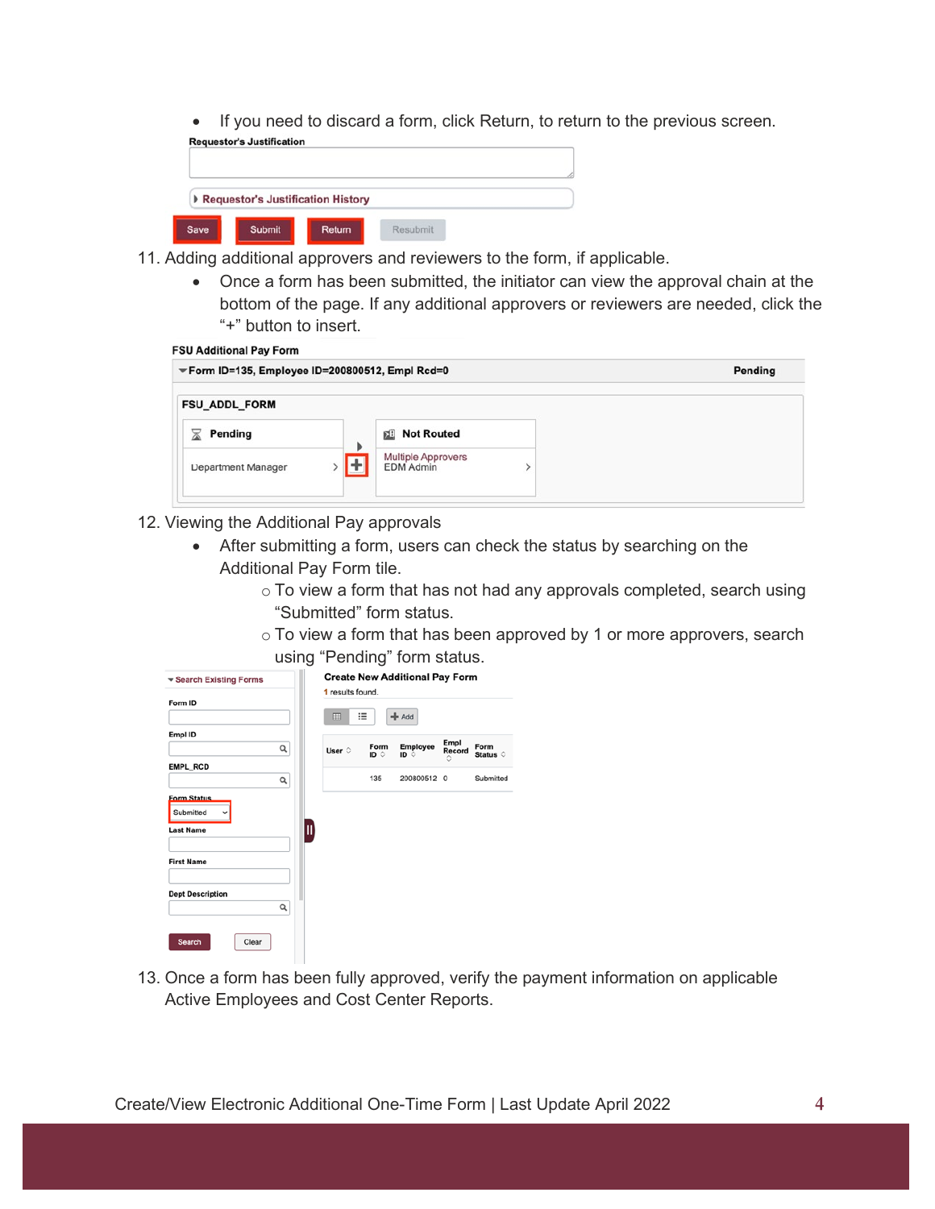- If you need to discard a form, click Return, to return to the previous screen.

Requestor's Justification

Requestor's Justification History

Save Submit Return Resubmit

11. Adding additional approvers and reviewers to the form, if applicable.
    - Once a form has been submitted, the initiator can view the approval chain at the bottom of the page. If any additional approvers or reviewers are needed, click the "+" button to insert.

FSU Additional Pay Form

Form ID=135, Employee ID=200800512, Empl Rcd=0 Pending

FSU_ADDL_FORM

Pending

Department Manager

Not Routed

Multiple Approvers
EDM Admin

12. Viewing the Additional Pay approvals
    - After submitting a form, users can check the status by searching on the Additional Pay Form tile.
        - To view a form that has not had any approvals completed, search using "Submitted" form status.
        - To view a form that has been approved by 1 or more approvers, search using "Pending" form status.

Search Existing Forms

Form ID

Empl ID

EMPL_RCD

Form Status

Submitted

Last Name

First Name

Dept Description

Search Clear

Create New Additional Pay Form

1 results found.

Add

| User | Form ID | Employee ID | Empl Record | Form Status |
|---|---|---|---|---|
| | 135 | 200800512 | 0 | Submitted |

13. Once a form has been fully approved, verify the payment information on applicable Active Employees and Cost Center Reports.